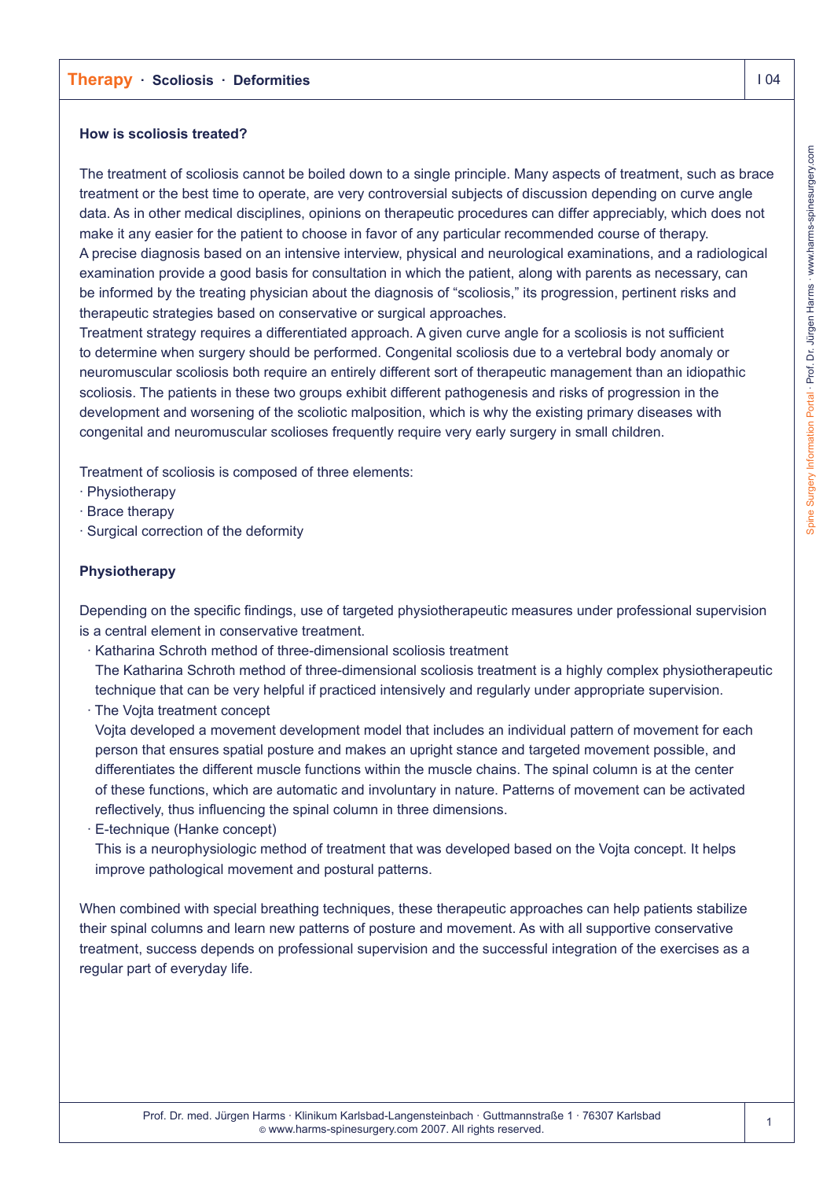## How is scoliosis treated?

The treatment of scoliosis cannot be boiled down to a single principle. Many aspects of treatment, such as brace treatment or the best time to operate, are very controversial subjects of discussion depending on curve angle data. As in other medical disciplines, opinions on therapeutic procedures can differ appreciably, which does not make it any easier for the patient to choose in favor of any particular recommended course of therapy.
A precise diagnosis based on an intensive interview, physical and neurological examinations, and a radiological examination provide a good basis for consultation in which the patient, along with parents as necessary, can be informed by the treating physician about the diagnosis of "scoliosis," its progression, pertinent risks and therapeutic strategies based on conservative or surgical approaches.
Treatment strategy requires a differentiated approach. A given curve angle for a scoliosis is not sufficient to determine when surgery should be performed. Congenital scoliosis due to a vertebral body anomaly or neuromuscular scoliosis both require an entirely different sort of therapeutic management than an idiopathic scoliosis. The patients in these two groups exhibit different pathogenesis and risks of progression in the development and worsening of the scoliotic malposition, which is why the existing primary diseases with congenital and neuromuscular scolioses frequently require very early surgery in small children.

Treatment of scoliosis is composed of three elements:

- Physiotherapy
- Brace therapy
- Surgical correction of the deformity

## Physiotherapy

Depending on the specific findings, use of targeted physiotherapeutic measures under professional supervision is a central element in conservative treatment.

- Katharina Schroth method of three-dimensional scoliosis treatment
  The Katharina Schroth method of three-dimensional scoliosis treatment is a highly complex physiotherapeutic technique that can be very helpful if practiced intensively and regularly under appropriate supervision.
- The Vojta treatment concept
  Vojta developed a movement development model that includes an individual pattern of movement for each person that ensures spatial posture and makes an upright stance and targeted movement possible, and differentiates the different muscle functions within the muscle chains. The spinal column is at the center of these functions, which are automatic and involuntary in nature. Patterns of movement can be activated reflectively, thus influencing the spinal column in three dimensions.
- E-technique (Hanke concept)
  This is a neurophysiologic method of treatment that was developed based on the Vojta concept. It helps improve pathological movement and postural patterns.

When combined with special breathing techniques, these therapeutic approaches can help patients stabilize their spinal columns and learn new patterns of posture and movement. As with all supportive conservative treatment, success depends on professional supervision and the successful integration of the exercises as a regular part of everyday life.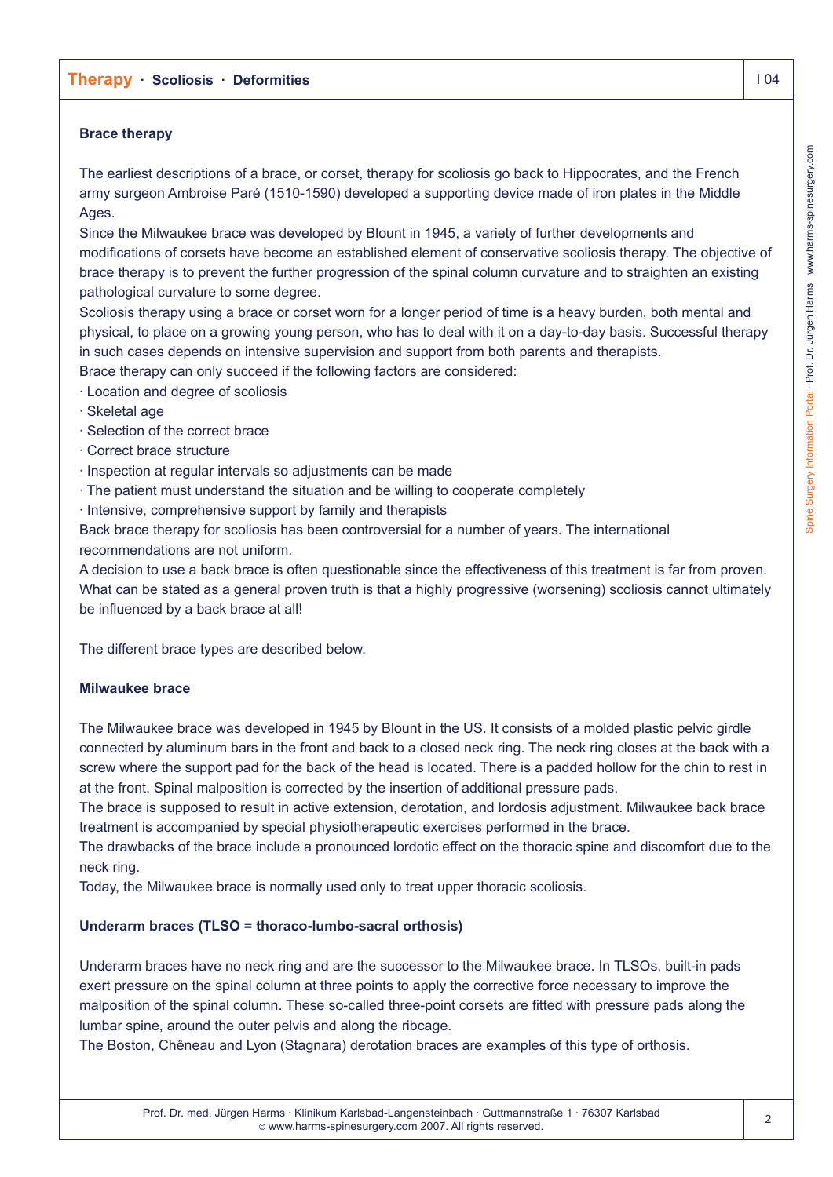## Brace therapy

The earliest descriptions of a brace, or corset, therapy for scoliosis go back to Hippocrates, and the French army surgeon Ambroise Paré (1510-1590) developed a supporting device made of iron plates in the Middle Ages.

Since the Milwaukee brace was developed by Blount in 1945, a variety of further developments and modifications of corsets have become an established element of conservative scoliosis therapy. The objective of brace therapy is to prevent the further progression of the spinal column curvature and to straighten an existing pathological curvature to some degree.

Scoliosis therapy using a brace or corset worn for a longer period of time is a heavy burden, both mental and physical, to place on a growing young person, who has to deal with it on a day-to-day basis. Successful therapy in such cases depends on intensive supervision and support from both parents and therapists.

Brace therapy can only succeed if the following factors are considered:

- Location and degree of scoliosis
- Skeletal age
- Selection of the correct brace
- Correct brace structure
- Inspection at regular intervals so adjustments can be made
- The patient must understand the situation and be willing to cooperate completely
- Intensive, comprehensive support by family and therapists

Back brace therapy for scoliosis has been controversial for a number of years. The international recommendations are not uniform.

A decision to use a back brace is often questionable since the effectiveness of this treatment is far from proven. What can be stated as a general proven truth is that a highly progressive (worsening) scoliosis cannot ultimately be influenced by a back brace at all!

The different brace types are described below.

## Milwaukee brace

The Milwaukee brace was developed in 1945 by Blount in the US. It consists of a molded plastic pelvic girdle connected by aluminum bars in the front and back to a closed neck ring. The neck ring closes at the back with a screw where the support pad for the back of the head is located. There is a padded hollow for the chin to rest in at the front. Spinal malposition is corrected by the insertion of additional pressure pads.

The brace is supposed to result in active extension, derotation, and lordosis adjustment. Milwaukee back brace treatment is accompanied by special physiotherapeutic exercises performed in the brace.

The drawbacks of the brace include a pronounced lordotic effect on the thoracic spine and discomfort due to the neck ring.

Today, the Milwaukee brace is normally used only to treat upper thoracic scoliosis.

## Underarm braces (TLSO = thoraco-lumbo-sacral orthosis)

Underarm braces have no neck ring and are the successor to the Milwaukee brace. In TLSOs, built-in pads exert pressure on the spinal column at three points to apply the corrective force necessary to improve the malposition of the spinal column. These so-called three-point corsets are fitted with pressure pads along the lumbar spine, around the outer pelvis and along the ribcage.

The Boston, Chêneau and Lyon (Stagnara) derotation braces are examples of this type of orthosis.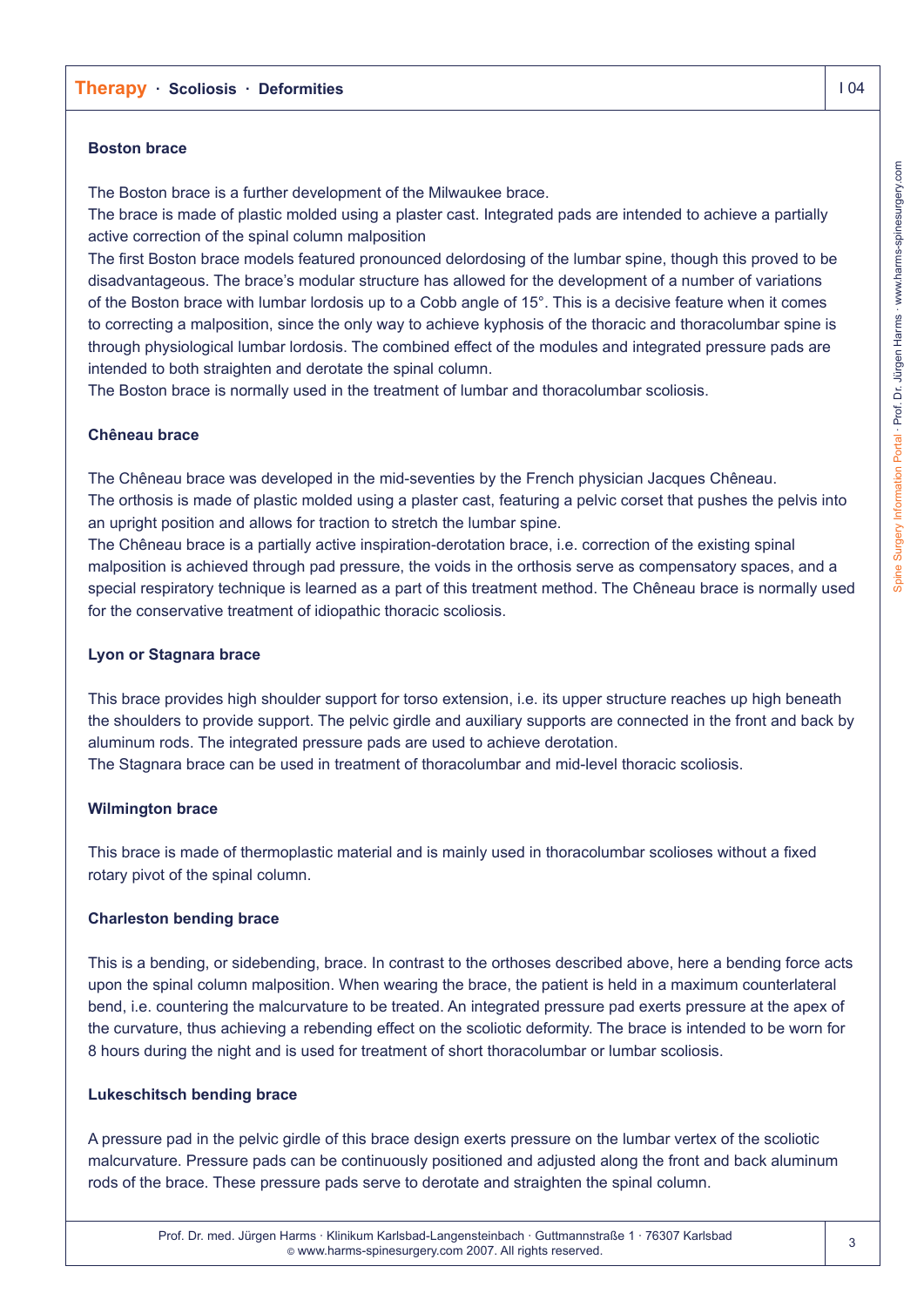### Boston brace

The Boston brace is a further development of the Milwaukee brace.
The brace is made of plastic molded using a plaster cast. Integrated pads are intended to achieve a partially active correction of the spinal column malposition
The first Boston brace models featured pronounced delordosing of the lumbar spine, though this proved to be disadvantageous. The brace's modular structure has allowed for the development of a number of variations of the Boston brace with lumbar lordosis up to a Cobb angle of 15°. This is a decisive feature when it comes to correcting a malposition, since the only way to achieve kyphosis of the thoracic and thoracolumbar spine is through physiological lumbar lordosis. The combined effect of the modules and integrated pressure pads are intended to both straighten and derotate the spinal column.
The Boston brace is normally used in the treatment of lumbar and thoracolumbar scoliosis.

### Chêneau brace

The Chêneau brace was developed in the mid-seventies by the French physician Jacques Chêneau.
The orthosis is made of plastic molded using a plaster cast, featuring a pelvic corset that pushes the pelvis into an upright position and allows for traction to stretch the lumbar spine.
The Chêneau brace is a partially active inspiration-derotation brace, i.e. correction of the existing spinal malposition is achieved through pad pressure, the voids in the orthosis serve as compensatory spaces, and a special respiratory technique is learned as a part of this treatment method. The Chêneau brace is normally used for the conservative treatment of idiopathic thoracic scoliosis.

### Lyon or Stagnara brace

This brace provides high shoulder support for torso extension, i.e. its upper structure reaches up high beneath the shoulders to provide support. The pelvic girdle and auxiliary supports are connected in the front and back by aluminum rods. The integrated pressure pads are used to achieve derotation.
The Stagnara brace can be used in treatment of thoracolumbar and mid-level thoracic scoliosis.

### Wilmington brace

This brace is made of thermoplastic material and is mainly used in thoracolumbar scolioses without a fixed rotary pivot of the spinal column.

### Charleston bending brace

This is a bending, or sidebending, brace. In contrast to the orthoses described above, here a bending force acts upon the spinal column malposition. When wearing the brace, the patient is held in a maximum counterlateral bend, i.e. countering the malcurvature to be treated. An integrated pressure pad exerts pressure at the apex of the curvature, thus achieving a rebending effect on the scoliotic deformity. The brace is intended to be worn for 8 hours during the night and is used for treatment of short thoracolumbar or lumbar scoliosis.

### Lukeschitsch bending brace

A pressure pad in the pelvic girdle of this brace design exerts pressure on the lumbar vertex of the scoliotic malcurvature. Pressure pads can be continuously positioned and adjusted along the front and back aluminum rods of the brace. These pressure pads serve to derotate and straighten the spinal column.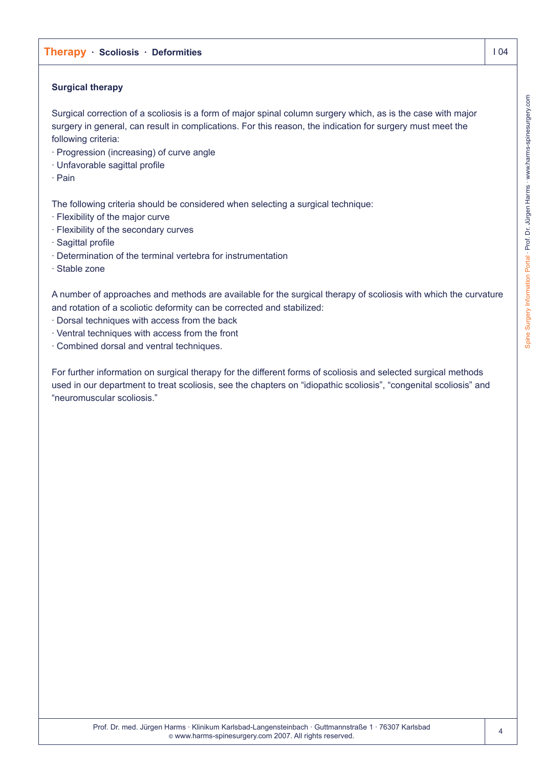## Surgical therapy

Surgical correction of a scoliosis is a form of major spinal column surgery which, as is the case with major surgery in general, can result in complications. For this reason, the indication for surgery must meet the following criteria:

- Progression (increasing) of curve angle
- Unfavorable sagittal profile
- Pain

The following criteria should be considered when selecting a surgical technique:

- Flexibility of the major curve
- Flexibility of the secondary curves
- Sagittal profile
- Determination of the terminal vertebra for instrumentation
- Stable zone

A number of approaches and methods are available for the surgical therapy of scoliosis with which the curvature and rotation of a scoliotic deformity can be corrected and stabilized:

- Dorsal techniques with access from the back
- Ventral techniques with access from the front
- Combined dorsal and ventral techniques.

For further information on surgical therapy for the different forms of scoliosis and selected surgical methods used in our department to treat scoliosis, see the chapters on “idiopathic scoliosis”, “congenital scoliosis” and “neuromuscular scoliosis.”